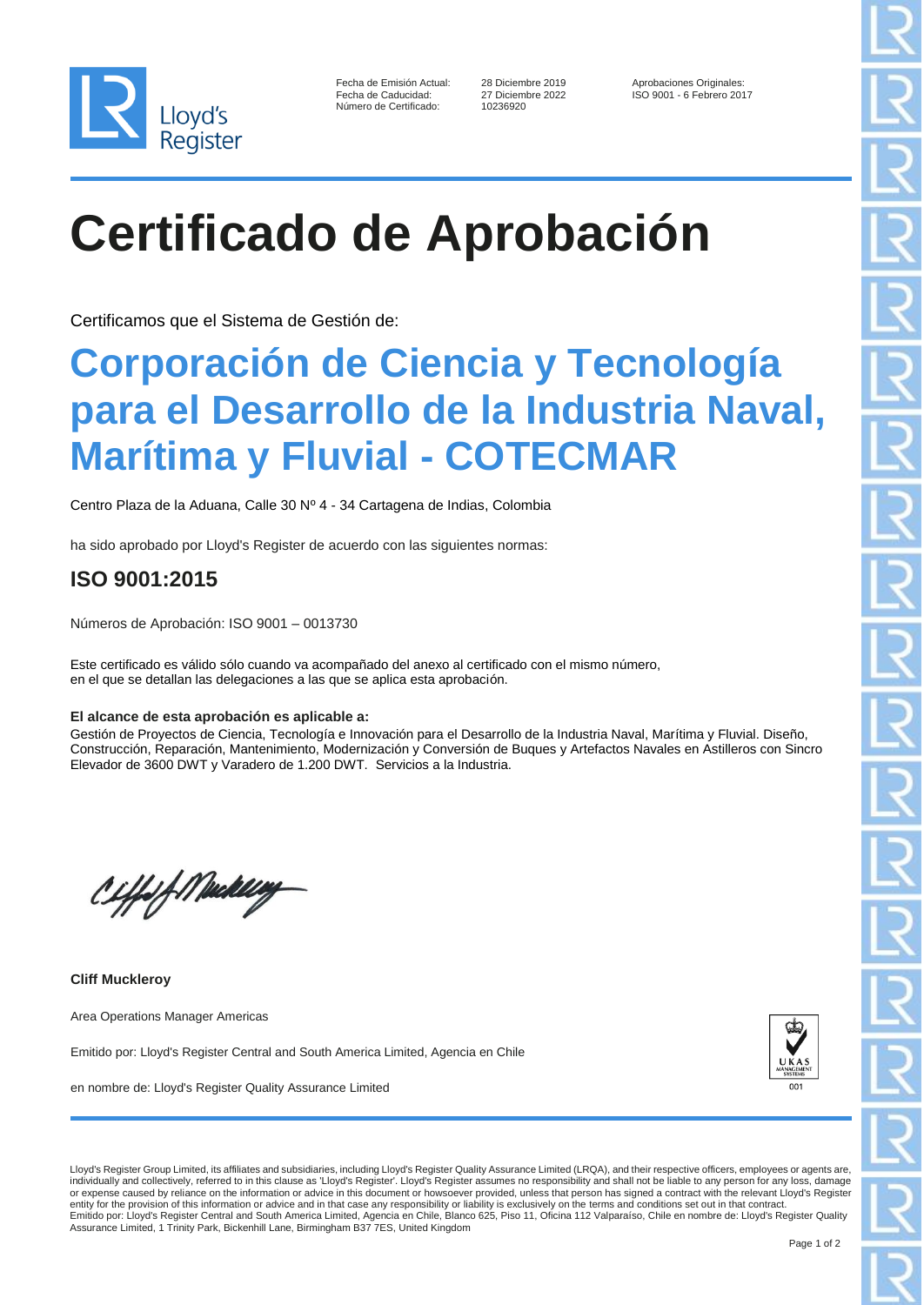Lloyd's Register

Fecha de Emisión Actual: 28 Diciembre 2019
Fecha de Caducidad: 27 Diciembre 2022
Número de Certificado: 10236920

Aprobaciones Originales:
ISO 9001 - 6 Febrero 2017

# Certificado de Aprobación

Certificamos que el Sistema de Gestión de:

## Corporación de Ciencia y Tecnología para el Desarrollo de la Industria Naval, Marítima y Fluvial - COTECMAR

Centro Plaza de la Aduana, Calle 30 Nº 4 - 34 Cartagena de Indias, Colombia

ha sido aprobado por Lloyd's Register de acuerdo con las siguientes normas:

## ISO 9001:2015

Números de Aprobación: ISO 9001 – 0013730

Este certificado es válido sólo cuando va acompañado del anexo al certificado con el mismo número, en el que se detallan las delegaciones a las que se aplica esta aprobación.

**El alcance de esta aprobación es aplicable a:**

Gestión de Proyectos de Ciencia, Tecnología e Innovación para el Desarrollo de la Industria Naval, Marítima y Fluvial. Diseño, Construcción, Reparación, Mantenimiento, Modernización y Conversión de Buques y Artefactos Navales en Astilleros con Sincro Elevador de 3600 DWT y Varadero de 1.200 DWT. Servicios a la Industria.

**Cliff Muckleroy**

Area Operations Manager Americas

Emitido por: Lloyd's Register Central and South America Limited, Agencia en Chile

en nombre de: Lloyd's Register Quality Assurance Limited

UKAS MANAGEMENT SYSTEMS 001

Lloyd's Register Group Limited, its affiliates and subsidiaries, including Lloyd's Register Quality Assurance Limited (LRQA), and their respective officers, employees or agents are, individually and collectively, referred to in this clause as 'Lloyd's Register'. Lloyd's Register assumes no responsibility and shall not be liable to any person for any loss, damage or expense caused by reliance on the information or advice in this document or howsoever provided, unless that person has signed a contract with the relevant Lloyd's Register entity for the provision of this information or advice and in that case any responsibility or liability is exclusively on the terms and conditions set out in that contract.
Emitido por: Lloyd's Register Central and South America Limited, Agencia en Chile, Blanco 625, Piso 11, Oficina 112 Valparaíso, Chile en nombre de: Lloyd's Register Quality Assurance Limited, 1 Trinity Park, Bickenhill Lane, Birmingham B37 7ES, United Kingdom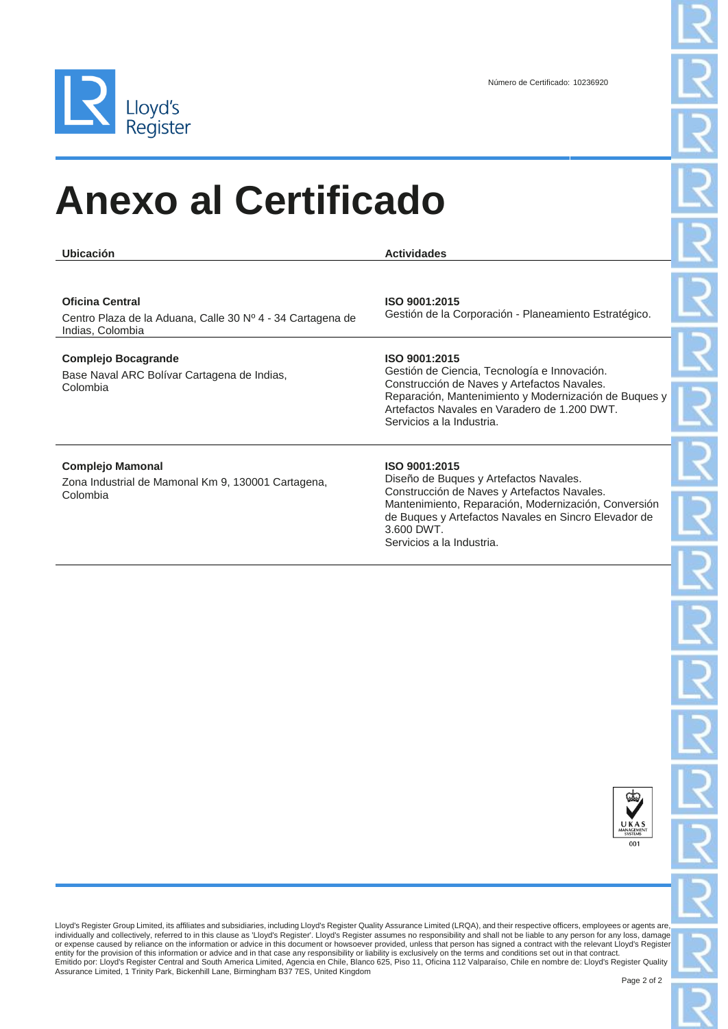Lloyd's Register

Número de Certificado: 10236920

# Anexo al Certificado

| Ubicación | Actividades |
| --- | --- |
| **Oficina Central**<br>Centro Plaza de la Aduana, Calle 30 Nº 4 - 34 Cartagena de Indias, Colombia | **ISO 9001:2015**<br>Gestión de la Corporación - Planeamiento Estratégico. |
| **Complejo Bocagrande**<br>Base Naval ARC Bolívar Cartagena de Indias, Colombia | **ISO 9001:2015**<br>Gestión de Ciencia, Tecnología e Innovación.<br>Construcción de Naves y Artefactos Navales.<br>Reparación, Mantenimiento y Modernización de Buques y Artefactos Navales en Varadero de 1.200 DWT.<br>Servicios a la Industria. |
| **Complejo Mamonal**<br>Zona Industrial de Mamonal Km 9, 130001 Cartagena, Colombia | **ISO 9001:2015**<br>Diseño de Buques y Artefactos Navales.<br>Construcción de Naves y Artefactos Navales.<br>Mantenimiento, Reparación, Modernización, Conversión de Buques y Artefactos Navales en Sincro Elevador de 3.600 DWT.<br>Servicios a la Industria. |

UKAS MANAGEMENT SYSTEMS
001

Lloyd's Register Group Limited, its affiliates and subsidiaries, including Lloyd's Register Quality Assurance Limited (LRQA), and their respective officers, employees or agents are, individually and collectively, referred to in this clause as 'Lloyd's Register'. Lloyd's Register assumes no responsibility and shall not be liable to any person for any loss, damage or expense caused by reliance on the information or advice in this document or howsoever provided, unless that person has signed a contract with the relevant Lloyd's Register entity for the provision of this information or advice and in that case any responsibility or liability is exclusively on the terms and conditions set out in that contract.
Emitido por: Lloyd's Register Central and South America Limited, Agencia en Chile, Blanco 625, Piso 11, Oficina 112 Valparaíso, Chile en nombre de: Lloyd's Register Quality Assurance Limited, 1 Trinity Park, Bickenhill Lane, Birmingham B37 7ES, United Kingdom